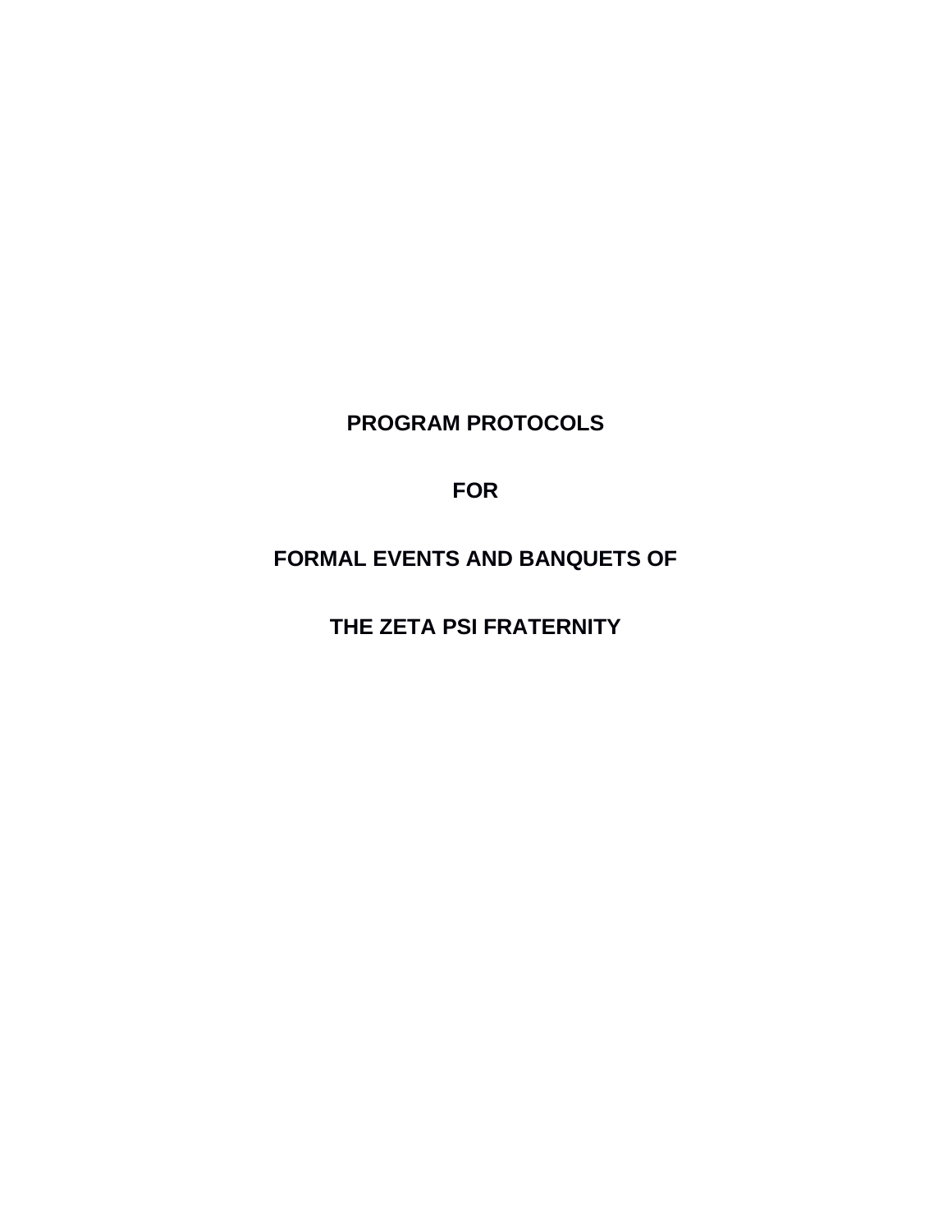# PROGRAM PROTOCOLS

# FOR

# FORMAL EVENTS AND BANQUETS OF

# THE ZETA PSI FRATERNITY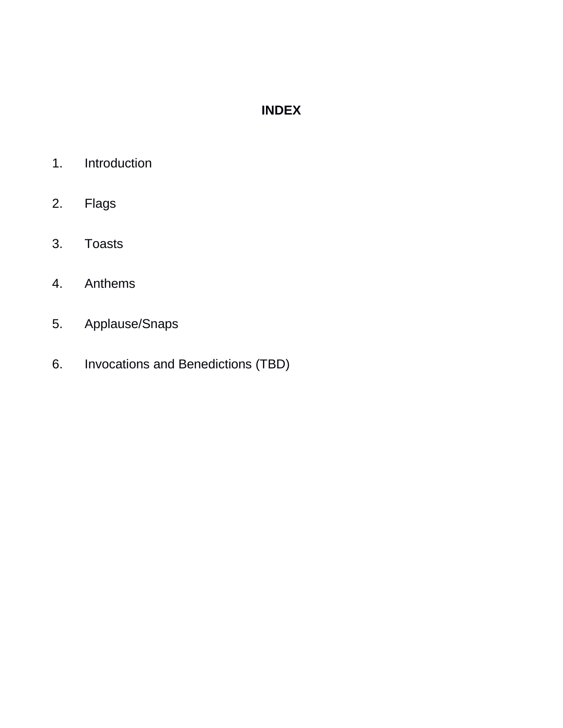# INDEX

1. Introduction

2. Flags

3. Toasts

4. Anthems

5. Applause/Snaps

6. Invocations and Benedictions (TBD)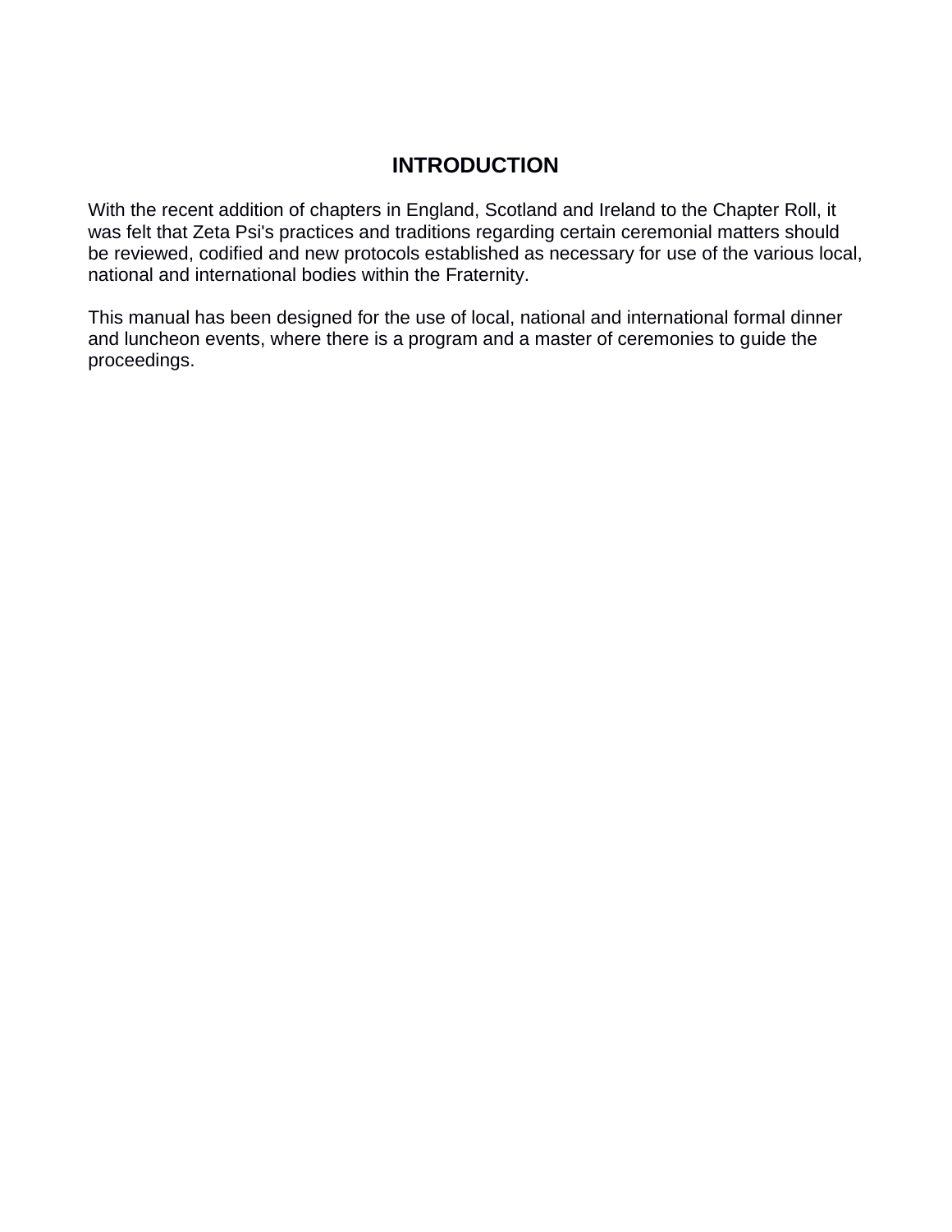# INTRODUCTION

With the recent addition of chapters in England, Scotland and Ireland to the Chapter Roll, it was felt that Zeta Psi's practices and traditions regarding certain ceremonial matters should be reviewed, codified and new protocols established as necessary for use of the various local, national and international bodies within the Fraternity.

This manual has been designed for the use of local, national and international formal dinner and luncheon events, where there is a program and a master of ceremonies to guide the proceedings.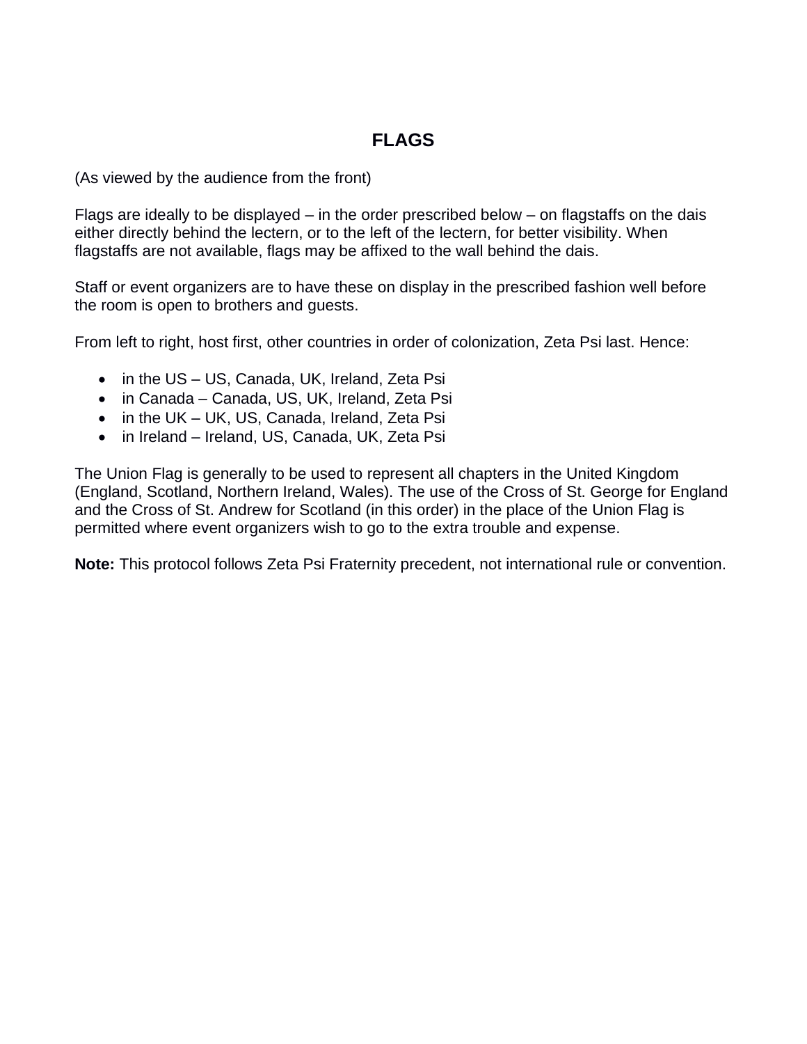# FLAGS

(As viewed by the audience from the front)

Flags are ideally to be displayed – in the order prescribed below – on flagstaffs on the dais either directly behind the lectern, or to the left of the lectern, for better visibility. When flagstaffs are not available, flags may be affixed to the wall behind the dais.

Staff or event organizers are to have these on display in the prescribed fashion well before the room is open to brothers and guests.

From left to right, host first, other countries in order of colonization, Zeta Psi last. Hence:

- in the US – US, Canada, UK, Ireland, Zeta Psi
- in Canada – Canada, US, UK, Ireland, Zeta Psi
- in the UK – UK, US, Canada, Ireland, Zeta Psi
- in Ireland – Ireland, US, Canada, UK, Zeta Psi

The Union Flag is generally to be used to represent all chapters in the United Kingdom (England, Scotland, Northern Ireland, Wales). The use of the Cross of St. George for England and the Cross of St. Andrew for Scotland (in this order) in the place of the Union Flag is permitted where event organizers wish to go to the extra trouble and expense.

**Note:** This protocol follows Zeta Psi Fraternity precedent, not international rule or convention.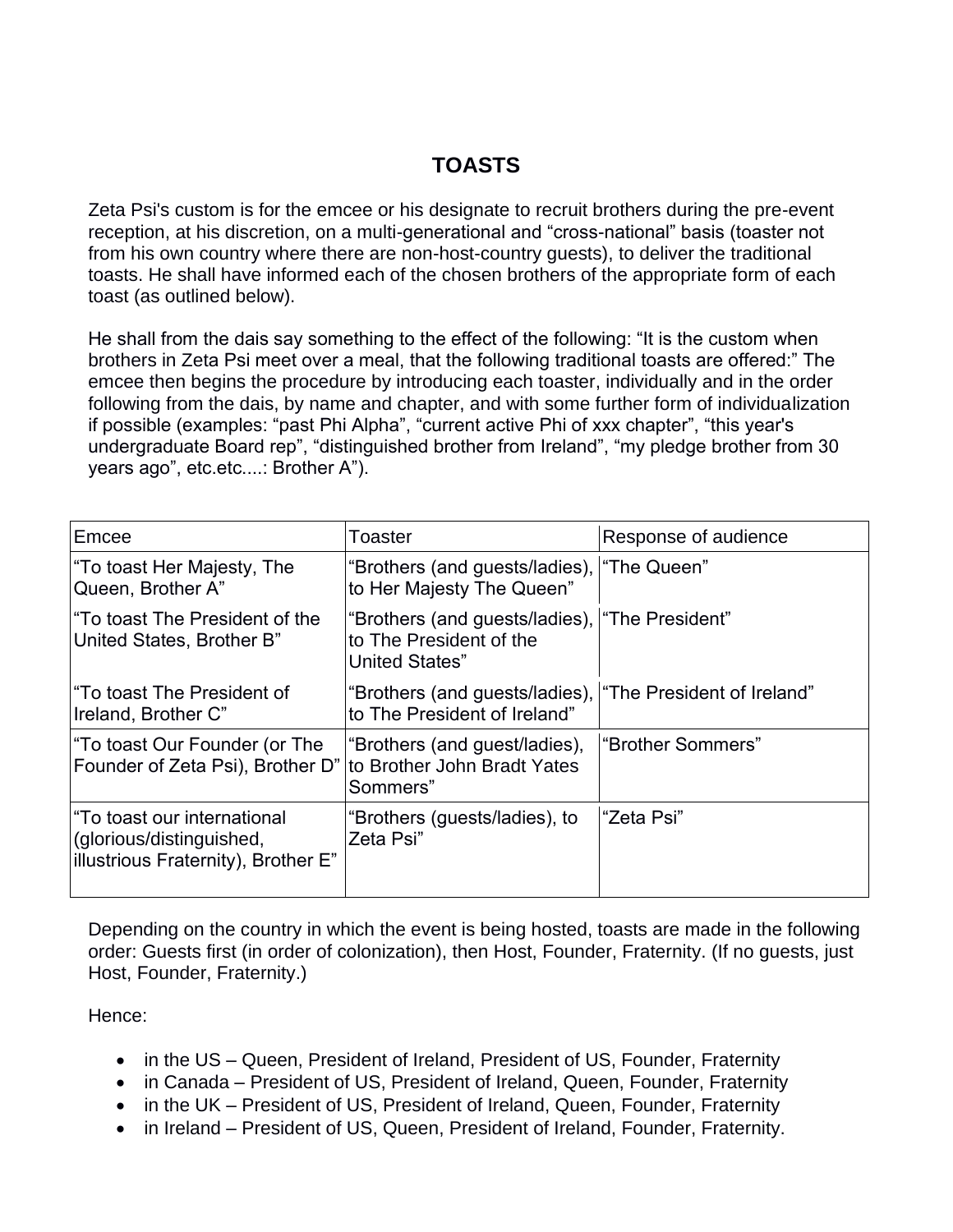# TOASTS

Zeta Psi's custom is for the emcee or his designate to recruit brothers during the pre-event reception, at his discretion, on a multi-generational and "cross-national" basis (toaster not from his own country where there are non-host-country guests), to deliver the traditional toasts. He shall have informed each of the chosen brothers of the appropriate form of each toast (as outlined below).

He shall from the dais say something to the effect of the following: "It is the custom when brothers in Zeta Psi meet over a meal, that the following traditional toasts are offered:" The emcee then begins the procedure by introducing each toaster, individually and in the order following from the dais, by name and chapter, and with some further form of individualization if possible (examples: "past Phi Alpha", "current active Phi of xxx chapter", "this year's undergraduate Board rep", "distinguished brother from Ireland", "my pledge brother from 30 years ago", etc.etc....: Brother A").

| Emcee | Toaster | Response of audience |
|---|---|---|
| "To toast Her Majesty, The Queen, Brother A" | "Brothers (and guests/ladies), to Her Majesty The Queen" | "The Queen" |
| "To toast The President of the United States, Brother B" | "Brothers (and guests/ladies), to The President of the United States" | "The President" |
| "To toast The President of Ireland, Brother C" | "Brothers (and guests/ladies), to The President of Ireland" | "The President of Ireland" |
| "To toast Our Founder (or The Founder of Zeta Psi), Brother D" | "Brothers (and guest/ladies), to Brother John Bradt Yates Sommers" | "Brother Sommers" |
| "To toast our international (glorious/distinguished, illustrious Fraternity), Brother E" | "Brothers (guests/ladies), to Zeta Psi" | "Zeta Psi" |

Depending on the country in which the event is being hosted, toasts are made in the following order: Guests first (in order of colonization), then Host, Founder, Fraternity. (If no guests, just Host, Founder, Fraternity.)

Hence:

- in the US – Queen, President of Ireland, President of US, Founder, Fraternity
- in Canada – President of US, President of Ireland, Queen, Founder, Fraternity
- in the UK – President of US, President of Ireland, Queen, Founder, Fraternity
- in Ireland – President of US, Queen, President of Ireland, Founder, Fraternity.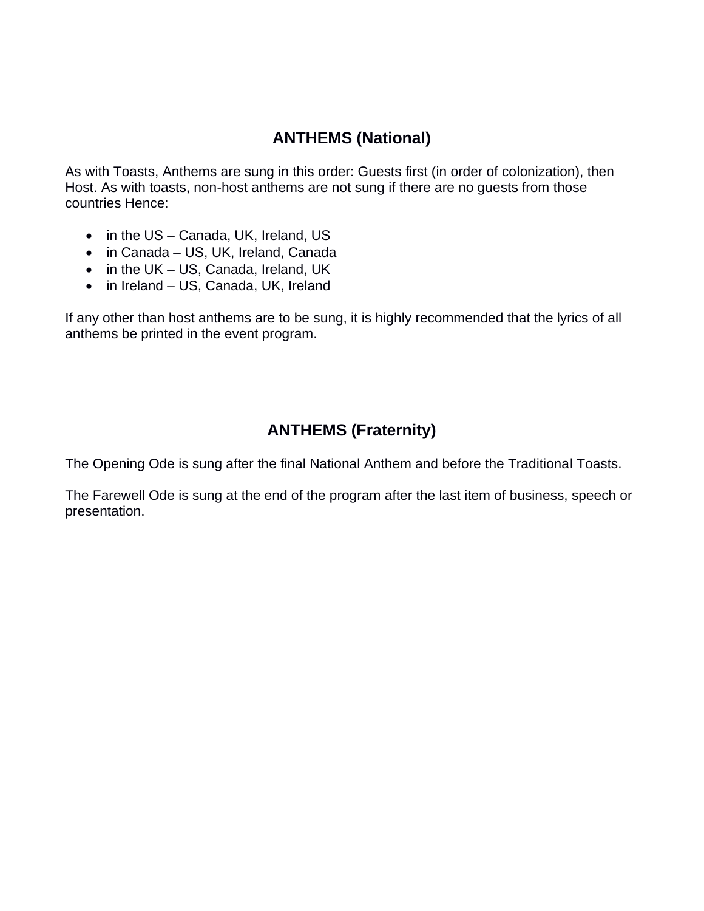## ANTHEMS (National)

As with Toasts, Anthems are sung in this order: Guests first (in order of colonization), then Host. As with toasts, non-host anthems are not sung if there are no guests from those countries Hence:

- in the US – Canada, UK, Ireland, US
- in Canada – US, UK, Ireland, Canada
- in the UK – US, Canada, Ireland, UK
- in Ireland – US, Canada, UK, Ireland

If any other than host anthems are to be sung, it is highly recommended that the lyrics of all anthems be printed in the event program.

## ANTHEMS (Fraternity)

The Opening Ode is sung after the final National Anthem and before the Traditional Toasts.

The Farewell Ode is sung at the end of the program after the last item of business, speech or presentation.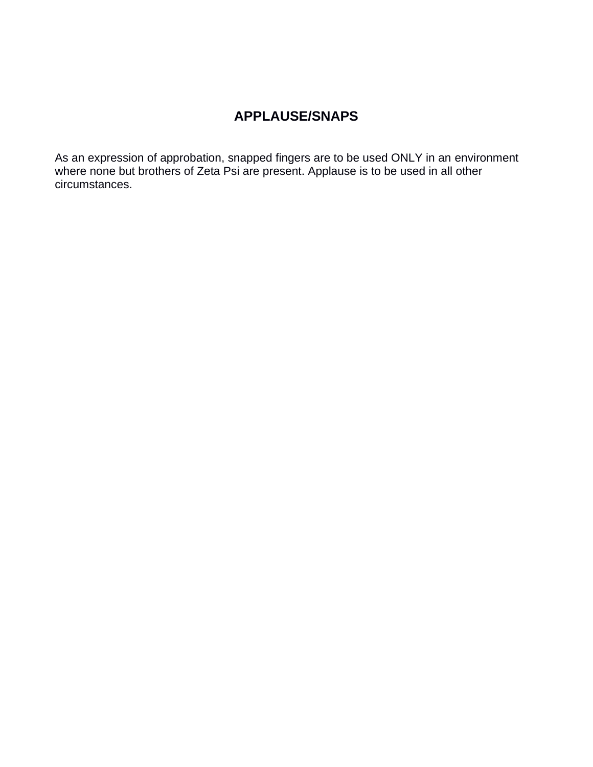# APPLAUSE/SNAPS

As an expression of approbation, snapped fingers are to be used ONLY in an environment where none but brothers of Zeta Psi are present. Applause is to be used in all other circumstances.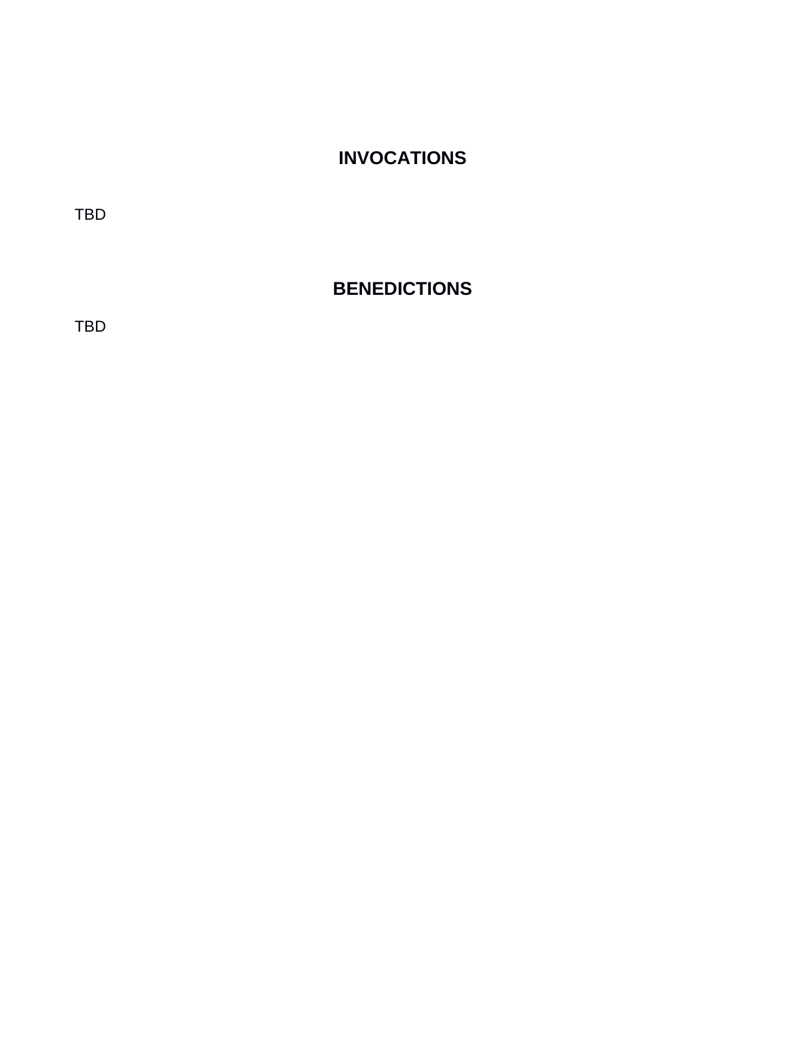## INVOCATIONS

TBD

## BENEDICTIONS

TBD